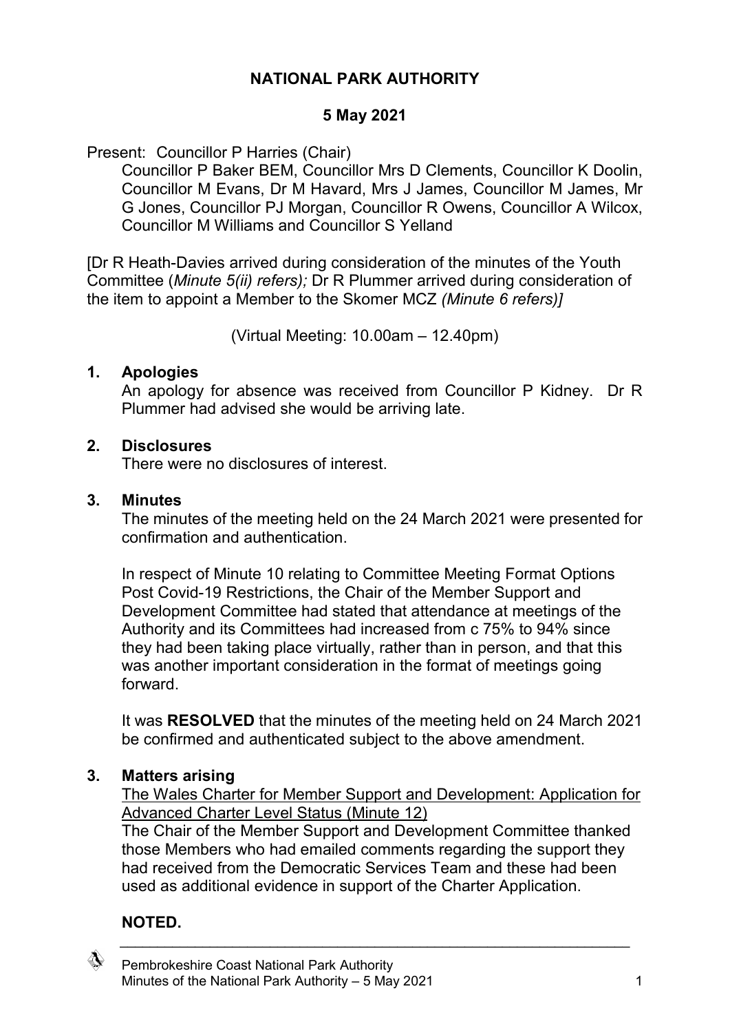# NATIONAL PARK AUTHORITY

## 5 May 2021

Present: Councillor P Harries (Chair)

Councillor P Baker BEM, Councillor Mrs D Clements, Councillor K Doolin, Councillor M Evans, Dr M Havard, Mrs J James, Councillor M James, Mr G Jones, Councillor PJ Morgan, Councillor R Owens, Councillor A Wilcox, Councillor M Williams and Councillor S Yelland

[Dr R Heath-Davies arrived during consideration of the minutes of the Youth Committee (*Minute 5(ii) refers);* Dr R Plummer arrived during consideration of the item to appoint a Member to the Skomer MCZ *(Minute 6 refers)]*

(Virtual Meeting: 10.00am – 12.40pm)

### 1. Apologies

An apology for absence was received from Councillor P Kidney. Dr R Plummer had advised she would be arriving late.

### 2. Disclosures

There were no disclosures of interest.

### 3. Minutes

The minutes of the meeting held on the 24 March 2021 were presented for confirmation and authentication.

In respect of Minute 10 relating to Committee Meeting Format Options Post Covid-19 Restrictions, the Chair of the Member Support and Development Committee had stated that attendance at meetings of the Authority and its Committees had increased from c 75% to 94% since they had been taking place virtually, rather than in person, and that this was another important consideration in the format of meetings going forward.

It was **RESOLVED** that the minutes of the meeting held on 24 March 2021 be confirmed and authenticated subject to the above amendment.

### 3. Matters arising

The Wales Charter for Member Support and Development: Application for Advanced Charter Level Status (Minute 12)

The Chair of the Member Support and Development Committee thanked those Members who had emailed comments regarding the support they had received from the Democratic Services Team and these had been used as additional evidence in support of the Charter Application.

**NOTED.**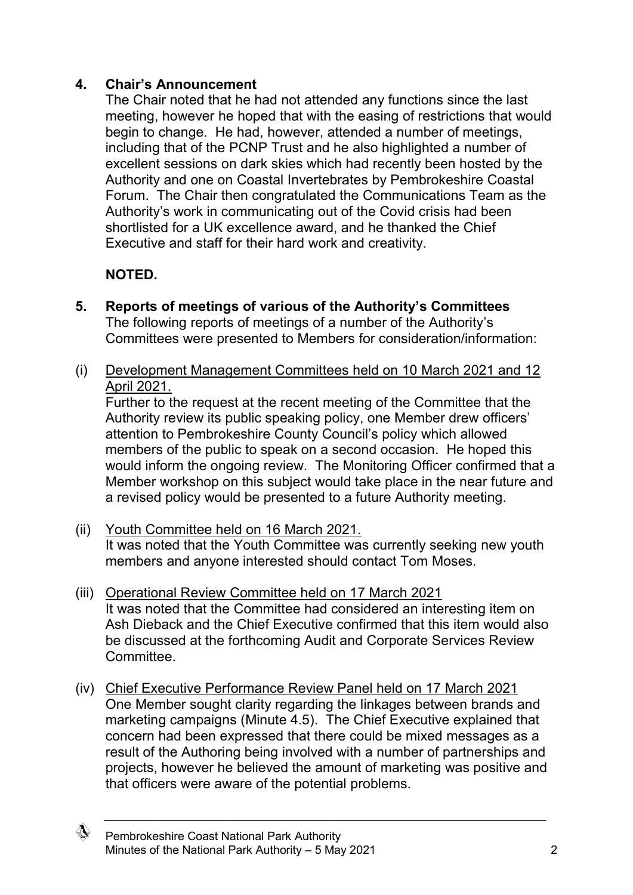## 4. Chair's Announcement

The Chair noted that he had not attended any functions since the last meeting, however he hoped that with the easing of restrictions that would begin to change. He had, however, attended a number of meetings, including that of the PCNP Trust and he also highlighted a number of excellent sessions on dark skies which had recently been hosted by the Authority and one on Coastal Invertebrates by Pembrokeshire Coastal Forum. The Chair then congratulated the Communications Team as the Authority's work in communicating out of the Covid crisis had been shortlisted for a UK excellence award, and he thanked the Chief Executive and staff for their hard work and creativity.

**NOTED.**

## 5. Reports of meetings of various of the Authority's Committees

The following reports of meetings of a number of the Authority's Committees were presented to Members for consideration/information:

(i) Development Management Committees held on 10 March 2021 and 12 April 2021.

Further to the request at the recent meeting of the Committee that the Authority review its public speaking policy, one Member drew officers' attention to Pembrokeshire County Council's policy which allowed members of the public to speak on a second occasion. He hoped this would inform the ongoing review. The Monitoring Officer confirmed that a Member workshop on this subject would take place in the near future and a revised policy would be presented to a future Authority meeting.

(ii) Youth Committee held on 16 March 2021.

It was noted that the Youth Committee was currently seeking new youth members and anyone interested should contact Tom Moses.

(iii) Operational Review Committee held on 17 March 2021

It was noted that the Committee had considered an interesting item on Ash Dieback and the Chief Executive confirmed that this item would also be discussed at the forthcoming Audit and Corporate Services Review Committee.

(iv) Chief Executive Performance Review Panel held on 17 March 2021

One Member sought clarity regarding the linkages between brands and marketing campaigns (Minute 4.5). The Chief Executive explained that concern had been expressed that there could be mixed messages as a result of the Authoring being involved with a number of partnerships and projects, however he believed the amount of marketing was positive and that officers were aware of the potential problems.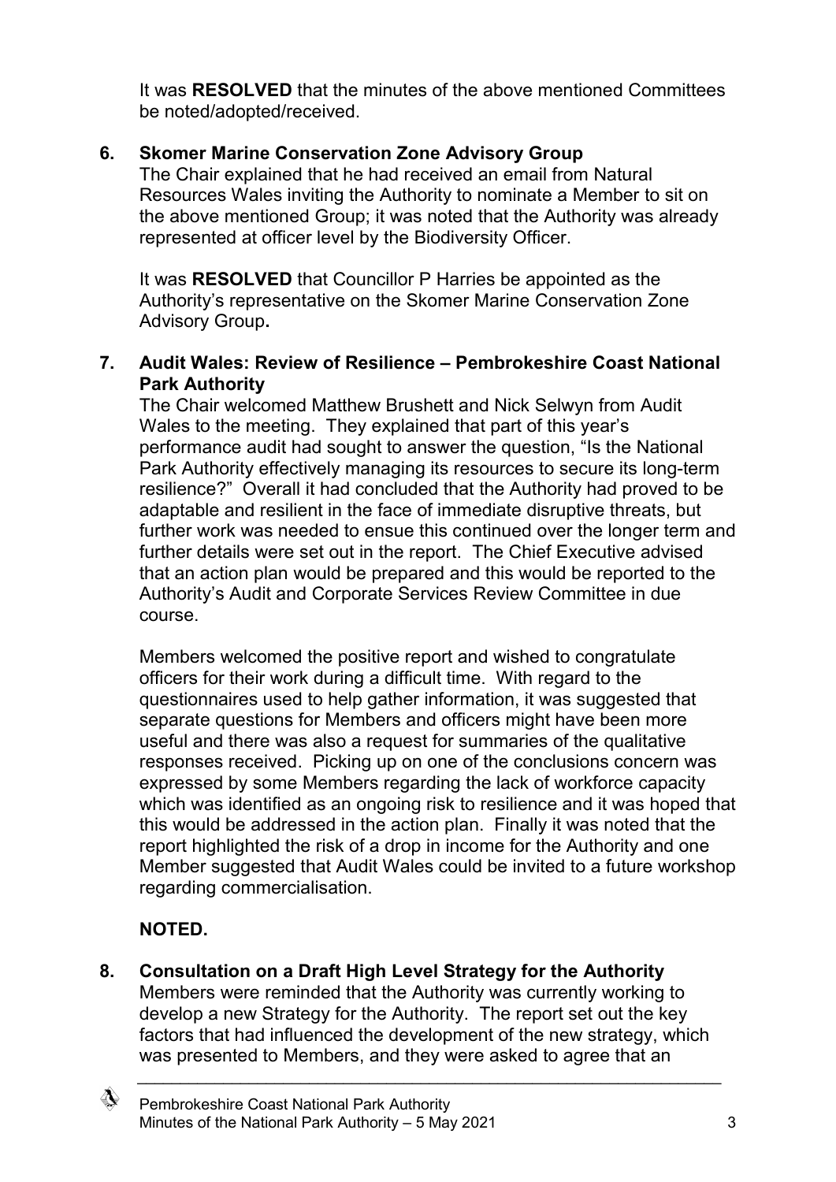It was **RESOLVED** that the minutes of the above mentioned Committees be noted/adopted/received.

**6. Skomer Marine Conservation Zone Advisory Group**

The Chair explained that he had received an email from Natural Resources Wales inviting the Authority to nominate a Member to sit on the above mentioned Group; it was noted that the Authority was already represented at officer level by the Biodiversity Officer.

It was **RESOLVED** that Councillor P Harries be appointed as the Authority's representative on the Skomer Marine Conservation Zone Advisory Group**.**

**7. Audit Wales: Review of Resilience – Pembrokeshire Coast National Park Authority**

The Chair welcomed Matthew Brushett and Nick Selwyn from Audit Wales to the meeting. They explained that part of this year's performance audit had sought to answer the question, "Is the National Park Authority effectively managing its resources to secure its long-term resilience?" Overall it had concluded that the Authority had proved to be adaptable and resilient in the face of immediate disruptive threats, but further work was needed to ensue this continued over the longer term and further details were set out in the report. The Chief Executive advised that an action plan would be prepared and this would be reported to the Authority's Audit and Corporate Services Review Committee in due course.

Members welcomed the positive report and wished to congratulate officers for their work during a difficult time. With regard to the questionnaires used to help gather information, it was suggested that separate questions for Members and officers might have been more useful and there was also a request for summaries of the qualitative responses received. Picking up on one of the conclusions concern was expressed by some Members regarding the lack of workforce capacity which was identified as an ongoing risk to resilience and it was hoped that this would be addressed in the action plan. Finally it was noted that the report highlighted the risk of a drop in income for the Authority and one Member suggested that Audit Wales could be invited to a future workshop regarding commercialisation.

**NOTED.**

**8. Consultation on a Draft High Level Strategy for the Authority**

Members were reminded that the Authority was currently working to develop a new Strategy for the Authority. The report set out the key factors that had influenced the development of the new strategy, which was presented to Members, and they were asked to agree that an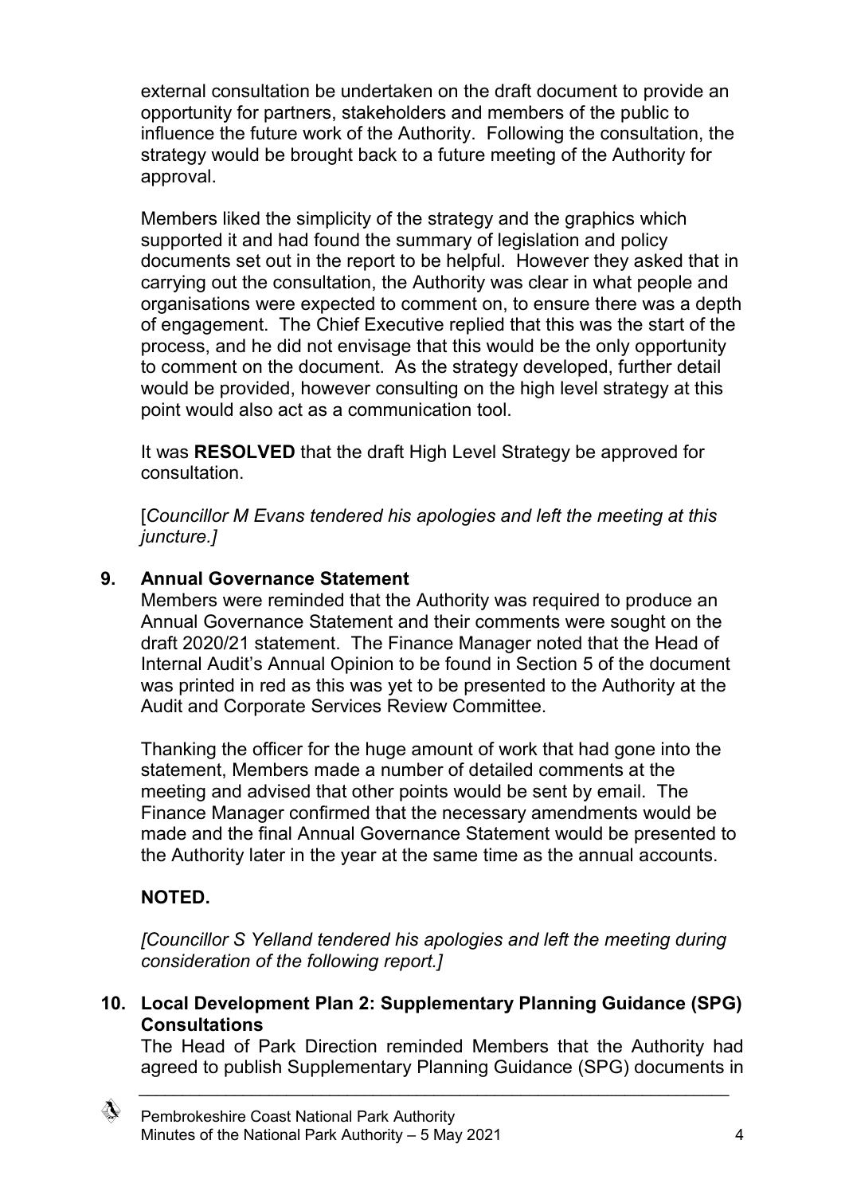external consultation be undertaken on the draft document to provide an opportunity for partners, stakeholders and members of the public to influence the future work of the Authority. Following the consultation, the strategy would be brought back to a future meeting of the Authority for approval.

Members liked the simplicity of the strategy and the graphics which supported it and had found the summary of legislation and policy documents set out in the report to be helpful. However they asked that in carrying out the consultation, the Authority was clear in what people and organisations were expected to comment on, to ensure there was a depth of engagement. The Chief Executive replied that this was the start of the process, and he did not envisage that this would be the only opportunity to comment on the document. As the strategy developed, further detail would be provided, however consulting on the high level strategy at this point would also act as a communication tool.

It was **RESOLVED** that the draft High Level Strategy be approved for consultation.

[*Councillor M Evans tendered his apologies and left the meeting at this juncture.]*

## 9. Annual Governance Statement

Members were reminded that the Authority was required to produce an Annual Governance Statement and their comments were sought on the draft 2020/21 statement. The Finance Manager noted that the Head of Internal Audit's Annual Opinion to be found in Section 5 of the document was printed in red as this was yet to be presented to the Authority at the Audit and Corporate Services Review Committee.

Thanking the officer for the huge amount of work that had gone into the statement, Members made a number of detailed comments at the meeting and advised that other points would be sent by email. The Finance Manager confirmed that the necessary amendments would be made and the final Annual Governance Statement would be presented to the Authority later in the year at the same time as the annual accounts.

**NOTED.**

*[Councillor S Yelland tendered his apologies and left the meeting during consideration of the following report.]*

## 10. Local Development Plan 2: Supplementary Planning Guidance (SPG) Consultations

The Head of Park Direction reminded Members that the Authority had agreed to publish Supplementary Planning Guidance (SPG) documents in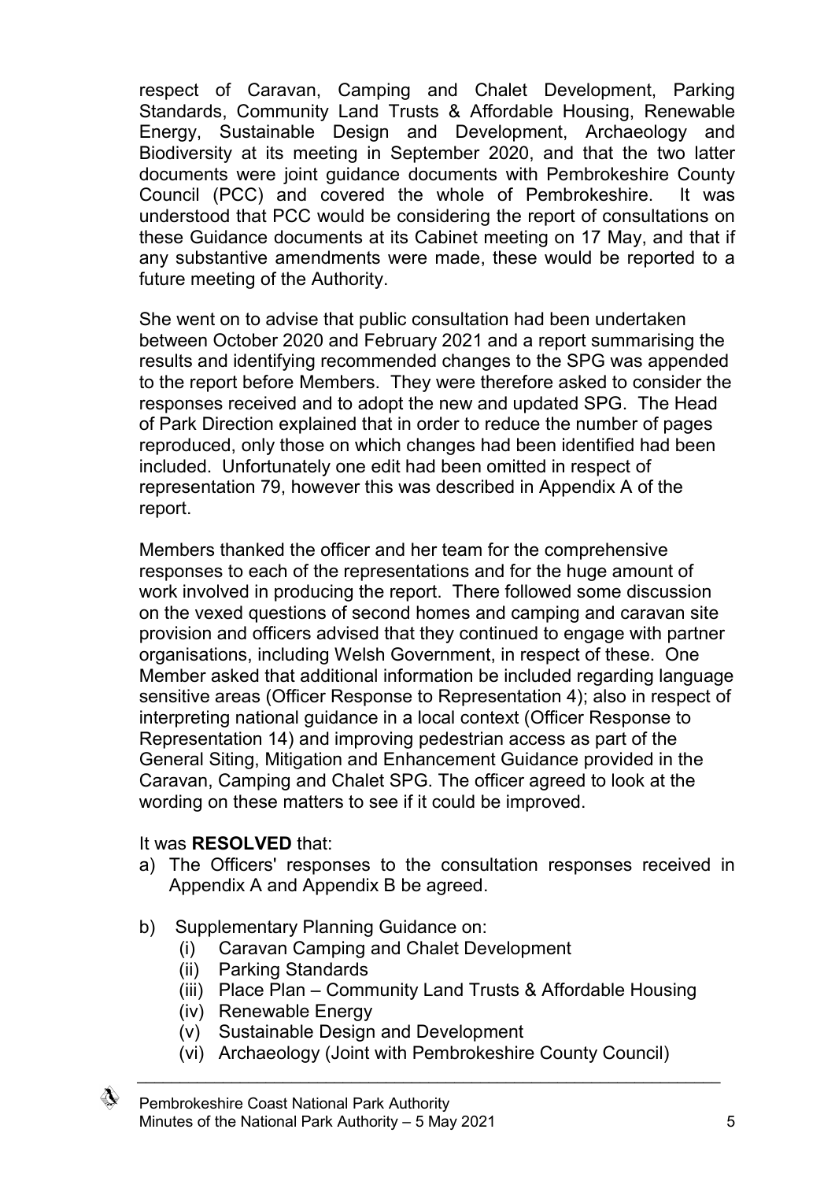respect of Caravan, Camping and Chalet Development, Parking Standards, Community Land Trusts & Affordable Housing, Renewable Energy, Sustainable Design and Development, Archaeology and Biodiversity at its meeting in September 2020, and that the two latter documents were joint guidance documents with Pembrokeshire County Council (PCC) and covered the whole of Pembrokeshire. It was understood that PCC would be considering the report of consultations on these Guidance documents at its Cabinet meeting on 17 May, and that if any substantive amendments were made, these would be reported to a future meeting of the Authority.

She went on to advise that public consultation had been undertaken between October 2020 and February 2021 and a report summarising the results and identifying recommended changes to the SPG was appended to the report before Members. They were therefore asked to consider the responses received and to adopt the new and updated SPG. The Head of Park Direction explained that in order to reduce the number of pages reproduced, only those on which changes had been identified had been included. Unfortunately one edit had been omitted in respect of representation 79, however this was described in Appendix A of the report.

Members thanked the officer and her team for the comprehensive responses to each of the representations and for the huge amount of work involved in producing the report. There followed some discussion on the vexed questions of second homes and camping and caravan site provision and officers advised that they continued to engage with partner organisations, including Welsh Government, in respect of these. One Member asked that additional information be included regarding language sensitive areas (Officer Response to Representation 4); also in respect of interpreting national guidance in a local context (Officer Response to Representation 14) and improving pedestrian access as part of the General Siting, Mitigation and Enhancement Guidance provided in the Caravan, Camping and Chalet SPG. The officer agreed to look at the wording on these matters to see if it could be improved.

It was **RESOLVED** that:

a) The Officers' responses to the consultation responses received in Appendix A and Appendix B be agreed.

b) Supplementary Planning Guidance on:
   (i) Caravan Camping and Chalet Development
   (ii) Parking Standards
   (iii) Place Plan – Community Land Trusts & Affordable Housing
   (iv) Renewable Energy
   (v) Sustainable Design and Development
   (vi) Archaeology (Joint with Pembrokeshire County Council)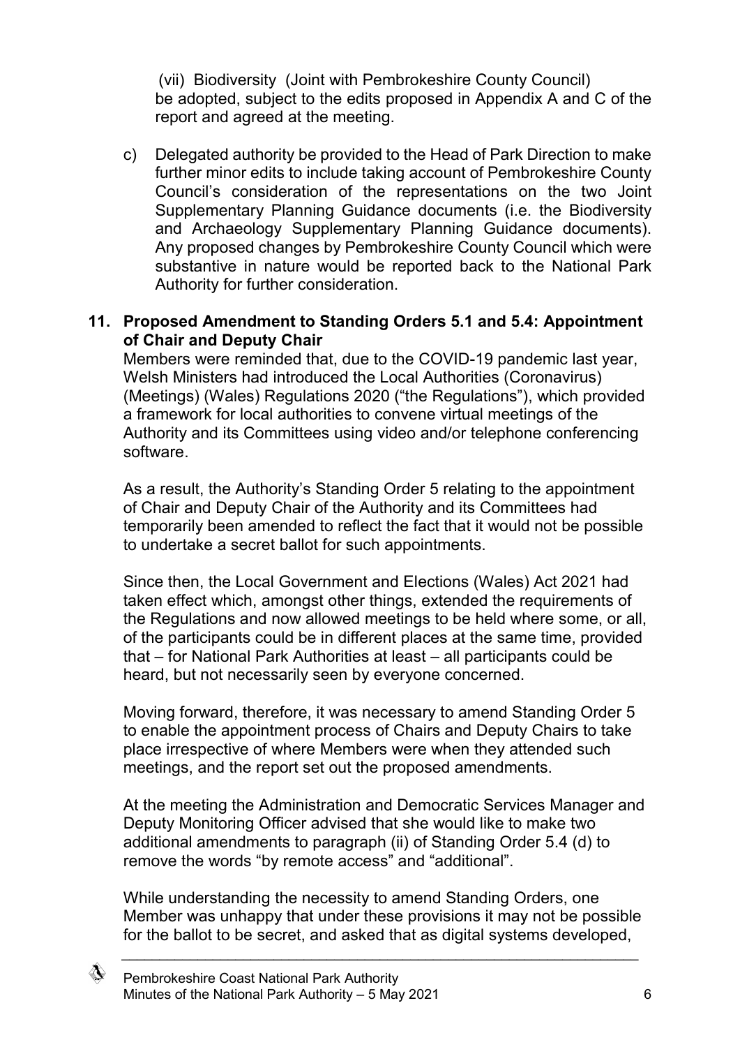(vii) Biodiversity (Joint with Pembrokeshire County Council) be adopted, subject to the edits proposed in Appendix A and C of the report and agreed at the meeting.

c) Delegated authority be provided to the Head of Park Direction to make further minor edits to include taking account of Pembrokeshire County Council's consideration of the representations on the two Joint Supplementary Planning Guidance documents (i.e. the Biodiversity and Archaeology Supplementary Planning Guidance documents). Any proposed changes by Pembrokeshire County Council which were substantive in nature would be reported back to the National Park Authority for further consideration.

## 11. Proposed Amendment to Standing Orders 5.1 and 5.4: Appointment of Chair and Deputy Chair

Members were reminded that, due to the COVID-19 pandemic last year, Welsh Ministers had introduced the Local Authorities (Coronavirus) (Meetings) (Wales) Regulations 2020 ("the Regulations"), which provided a framework for local authorities to convene virtual meetings of the Authority and its Committees using video and/or telephone conferencing software.

As a result, the Authority's Standing Order 5 relating to the appointment of Chair and Deputy Chair of the Authority and its Committees had temporarily been amended to reflect the fact that it would not be possible to undertake a secret ballot for such appointments.

Since then, the Local Government and Elections (Wales) Act 2021 had taken effect which, amongst other things, extended the requirements of the Regulations and now allowed meetings to be held where some, or all, of the participants could be in different places at the same time, provided that – for National Park Authorities at least – all participants could be heard, but not necessarily seen by everyone concerned.

Moving forward, therefore, it was necessary to amend Standing Order 5 to enable the appointment process of Chairs and Deputy Chairs to take place irrespective of where Members were when they attended such meetings, and the report set out the proposed amendments.

At the meeting the Administration and Democratic Services Manager and Deputy Monitoring Officer advised that she would like to make two additional amendments to paragraph (ii) of Standing Order 5.4 (d) to remove the words "by remote access" and "additional".

While understanding the necessity to amend Standing Orders, one Member was unhappy that under these provisions it may not be possible for the ballot to be secret, and asked that as digital systems developed,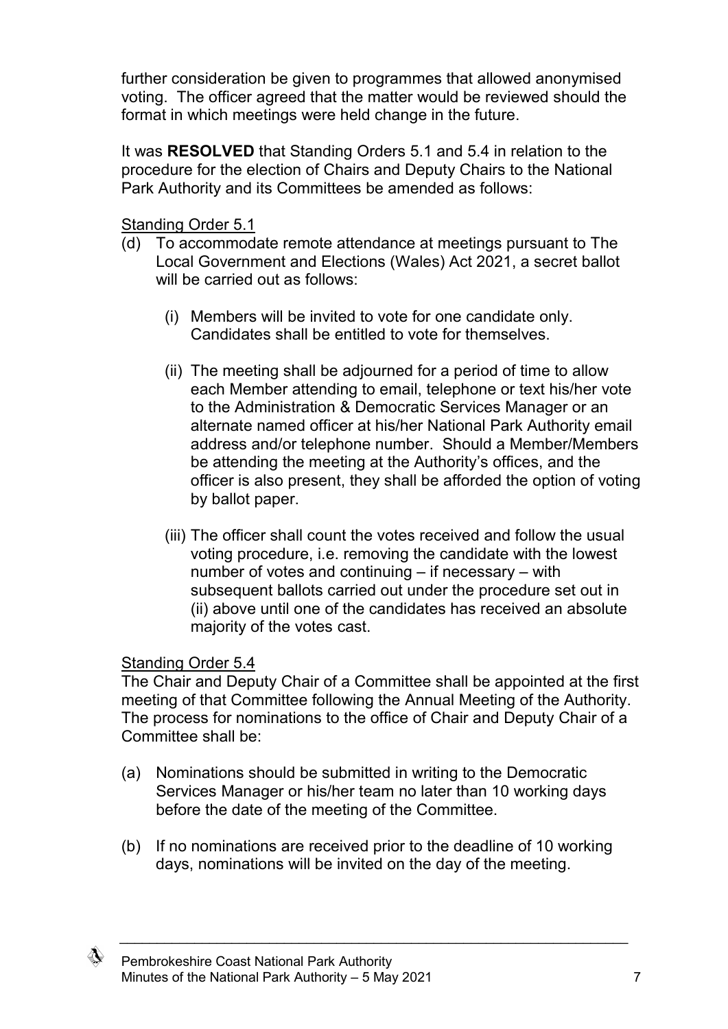further consideration be given to programmes that allowed anonymised voting. The officer agreed that the matter would be reviewed should the format in which meetings were held change in the future.

It was **RESOLVED** that Standing Orders 5.1 and 5.4 in relation to the procedure for the election of Chairs and Deputy Chairs to the National Park Authority and its Committees be amended as follows:

Standing Order 5.1

(d) To accommodate remote attendance at meetings pursuant to The Local Government and Elections (Wales) Act 2021, a secret ballot will be carried out as follows:

   (i) Members will be invited to vote for one candidate only. Candidates shall be entitled to vote for themselves.

   (ii) The meeting shall be adjourned for a period of time to allow each Member attending to email, telephone or text his/her vote to the Administration & Democratic Services Manager or an alternate named officer at his/her National Park Authority email address and/or telephone number. Should a Member/Members be attending the meeting at the Authority's offices, and the officer is also present, they shall be afforded the option of voting by ballot paper.

   (iii) The officer shall count the votes received and follow the usual voting procedure, i.e. removing the candidate with the lowest number of votes and continuing – if necessary – with subsequent ballots carried out under the procedure set out in (ii) above until one of the candidates has received an absolute majority of the votes cast.

Standing Order 5.4

The Chair and Deputy Chair of a Committee shall be appointed at the first meeting of that Committee following the Annual Meeting of the Authority. The process for nominations to the office of Chair and Deputy Chair of a Committee shall be:

(a) Nominations should be submitted in writing to the Democratic Services Manager or his/her team no later than 10 working days before the date of the meeting of the Committee.

(b) If no nominations are received prior to the deadline of 10 working days, nominations will be invited on the day of the meeting.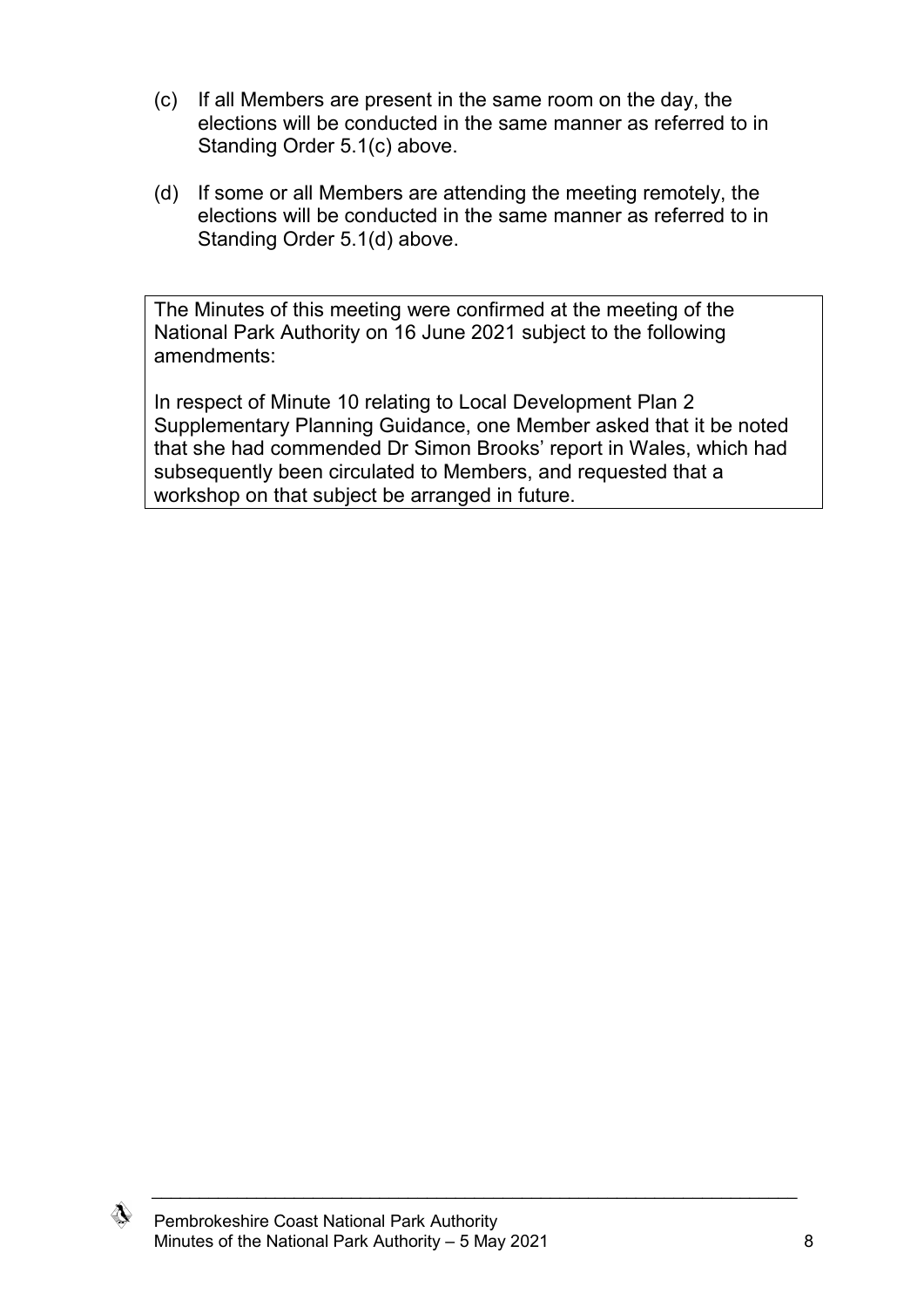(c) If all Members are present in the same room on the day, the elections will be conducted in the same manner as referred to in Standing Order 5.1(c) above.

(d) If some or all Members are attending the meeting remotely, the elections will be conducted in the same manner as referred to in Standing Order 5.1(d) above.

The Minutes of this meeting were confirmed at the meeting of the National Park Authority on 16 June 2021 subject to the following amendments:

In respect of Minute 10 relating to Local Development Plan 2 Supplementary Planning Guidance, one Member asked that it be noted that she had commended Dr Simon Brooks' report in Wales, which had subsequently been circulated to Members, and requested that a workshop on that subject be arranged in future.